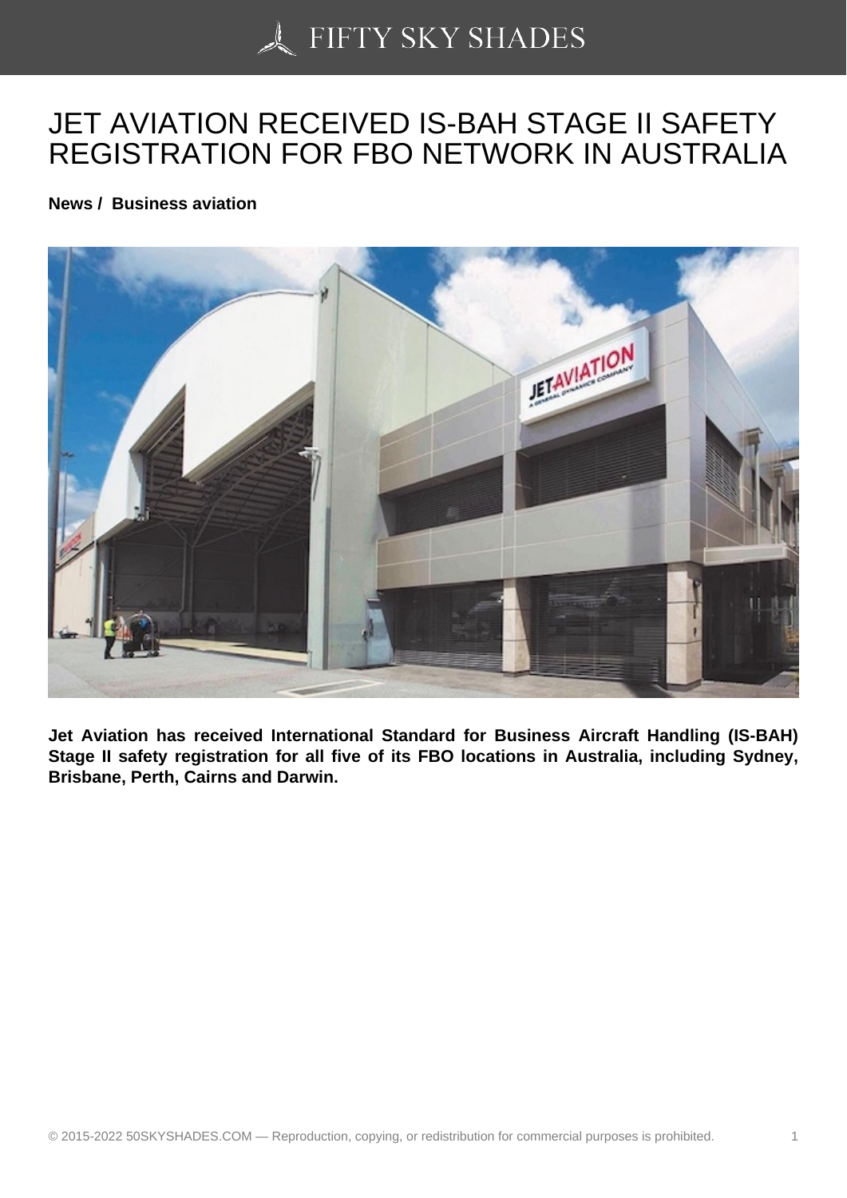# JET AVIATION RECEIVED IS-BAH STAGE II SAFETY REGISTRATION FOR FBO NETWORK IN AUSTRALIA

**News / Business aviation**

**Jet Aviation has received International Standard for Business Aircraft Handling (IS-BAH) Stage II safety registration for all five of its FBO locations in Australia, including Sydney, Brisbane, Perth, Cairns and Darwin.**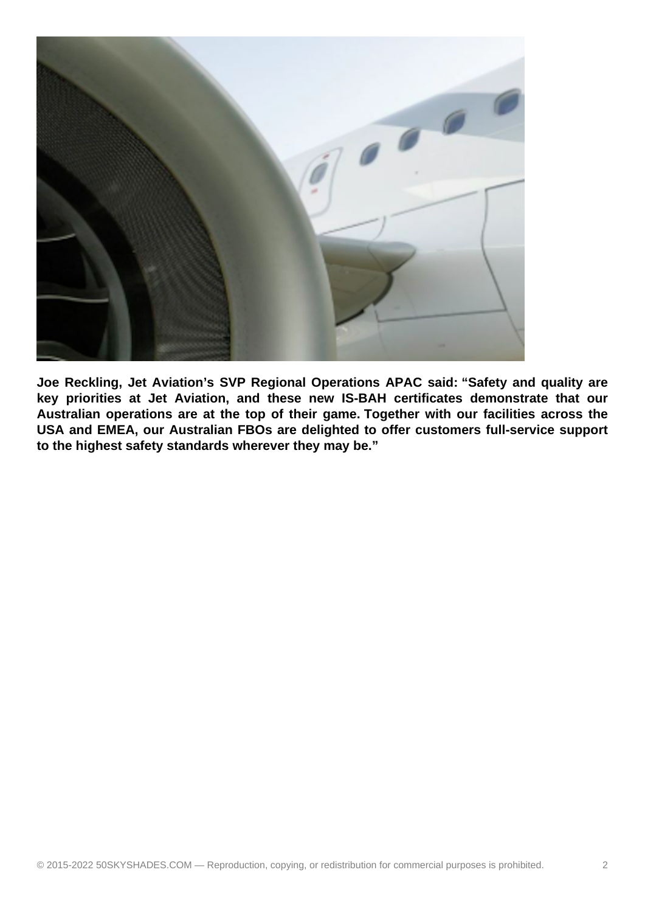**Joe Reckling, Jet Aviation's SVP Regional Operations APAC said: "Safety and quality are key priorities at Jet Aviation, and these new IS-BAH certificates demonstrate that our Australian operations are at the top of their game. Together with our facilities across the USA and EMEA, our Australian FBOs are delighted to offer customers full-service support to the highest safety standards wherever they may be."**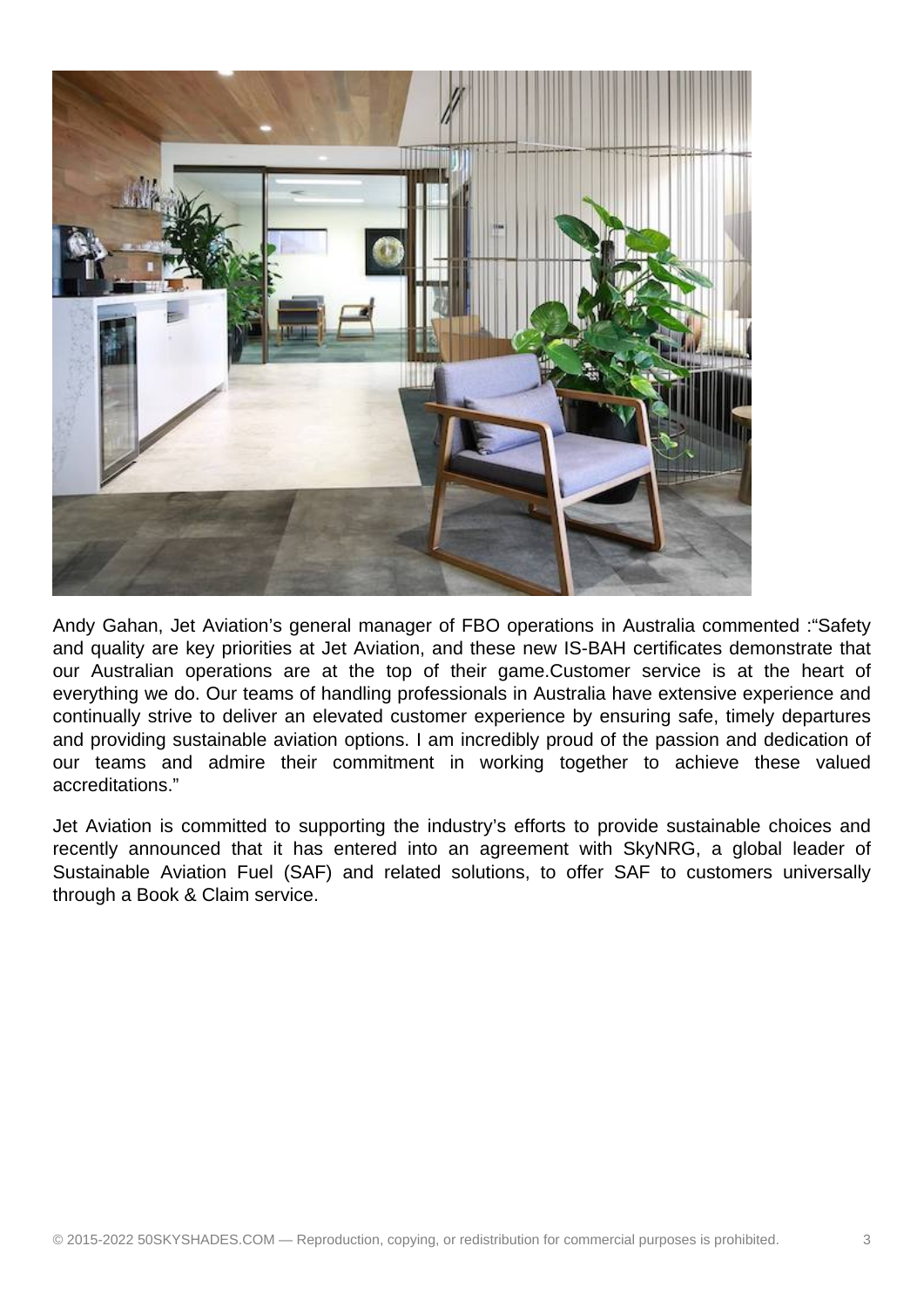Andy Gahan, Jet Aviation's general manager of FBO operations in Australia commented :"Safety and quality are key priorities at Jet Aviation, and these new IS-BAH certificates demonstrate that our Australian operations are at the top of their game.Customer service is at the heart of everything we do. Our teams of handling professionals in Australia have extensive experience and continually strive to deliver an elevated customer experience by ensuring safe, timely departures and providing sustainable aviation options. I am incredibly proud of the passion and dedication of our teams and admire their commitment in working together to achieve these valued accreditations."

Jet Aviation is committed to supporting the industry's efforts to provide sustainable choices and recently announced that it has entered into an agreement with SkyNRG, a global leader of Sustainable Aviation Fuel (SAF) and related solutions, to offer SAF to customers universally through a Book & Claim service.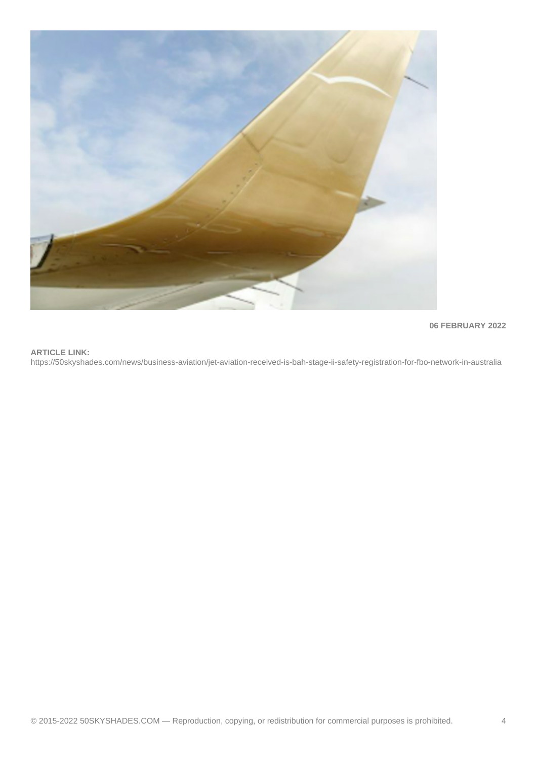**06 FEBRUARY 2022**

**ARTICLE LINK:**
https://50skyshades.com/news/business-aviation/jet-aviation-received-is-bah-stage-ii-safety-registration-for-fbo-network-in-australia